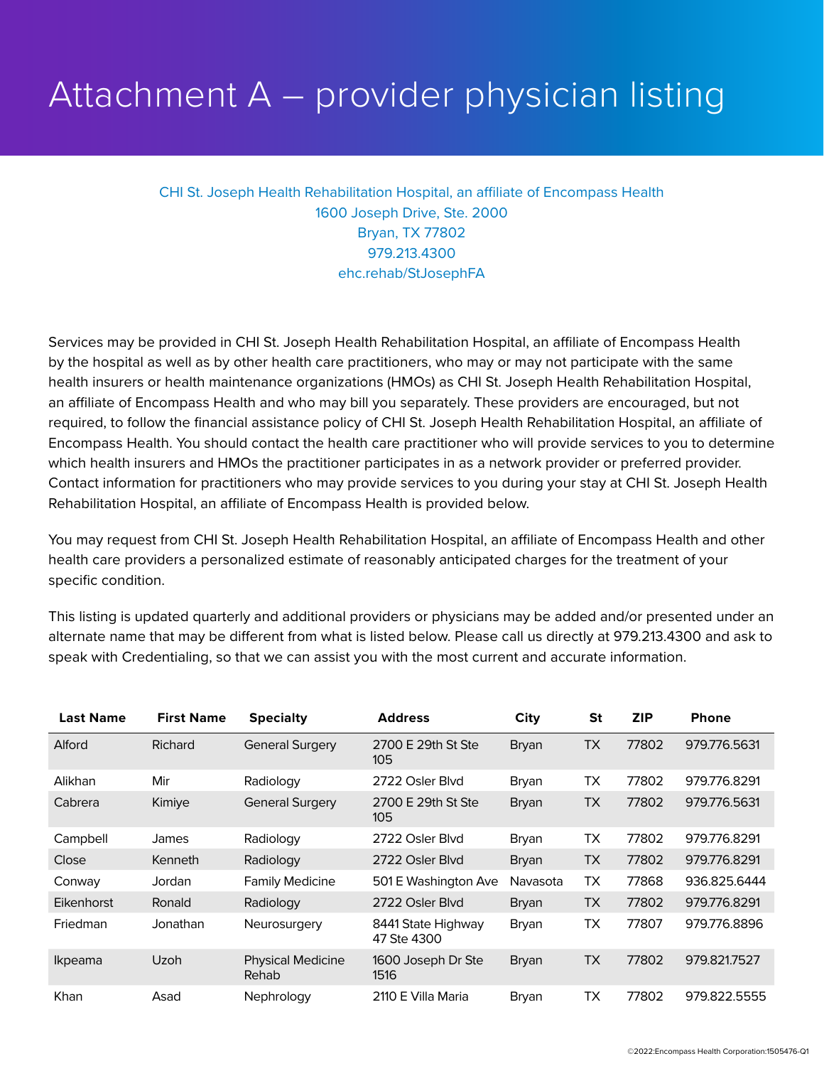# Attachment A – provider physician listing

CHI St. Joseph Health Rehabilitation Hospital, an affiliate of Encompass Health
1600 Joseph Drive, Ste. 2000
Bryan, TX 77802
979.213.4300
ehc.rehab/StJosephFA

Services may be provided in CHI St. Joseph Health Rehabilitation Hospital, an affiliate of Encompass Health by the hospital as well as by other health care practitioners, who may or may not participate with the same health insurers or health maintenance organizations (HMOs) as CHI St. Joseph Health Rehabilitation Hospital, an affiliate of Encompass Health and who may bill you separately. These providers are encouraged, but not required, to follow the financial assistance policy of CHI St. Joseph Health Rehabilitation Hospital, an affiliate of Encompass Health. You should contact the health care practitioner who will provide services to you to determine which health insurers and HMOs the practitioner participates in as a network provider or preferred provider. Contact information for practitioners who may provide services to you during your stay at CHI St. Joseph Health Rehabilitation Hospital, an affiliate of Encompass Health is provided below.

You may request from CHI St. Joseph Health Rehabilitation Hospital, an affiliate of Encompass Health and other health care providers a personalized estimate of reasonably anticipated charges for the treatment of your specific condition.

This listing is updated quarterly and additional providers or physicians may be added and/or presented under an alternate name that may be different from what is listed below. Please call us directly at 979.213.4300 and ask to speak with Credentialing, so that we can assist you with the most current and accurate information.

| Last Name | First Name | Specialty | Address | City | St | ZIP | Phone |
|---|---|---|---|---|---|---|---|
| Alford | Richard | General Surgery | 2700 E 29th St Ste 105 | Bryan | TX | 77802 | 979.776.5631 |
| Alikhan | Mir | Radiology | 2722 Osler Blvd | Bryan | TX | 77802 | 979.776.8291 |
| Cabrera | Kimiye | General Surgery | 2700 E 29th St Ste 105 | Bryan | TX | 77802 | 979.776.5631 |
| Campbell | James | Radiology | 2722 Osler Blvd | Bryan | TX | 77802 | 979.776.8291 |
| Close | Kenneth | Radiology | 2722 Osler Blvd | Bryan | TX | 77802 | 979.776.8291 |
| Conway | Jordan | Family Medicine | 501 E Washington Ave | Navasota | TX | 77868 | 936.825.6444 |
| Eikenhorst | Ronald | Radiology | 2722 Osler Blvd | Bryan | TX | 77802 | 979.776.8291 |
| Friedman | Jonathan | Neurosurgery | 8441 State Highway 47 Ste 4300 | Bryan | TX | 77807 | 979.776.8896 |
| Ikpeama | Uzoh | Physical Medicine Rehab | 1600 Joseph Dr Ste 1516 | Bryan | TX | 77802 | 979.821.7527 |
| Khan | Asad | Nephrology | 2110 E Villa Maria | Bryan | TX | 77802 | 979.822.5555 |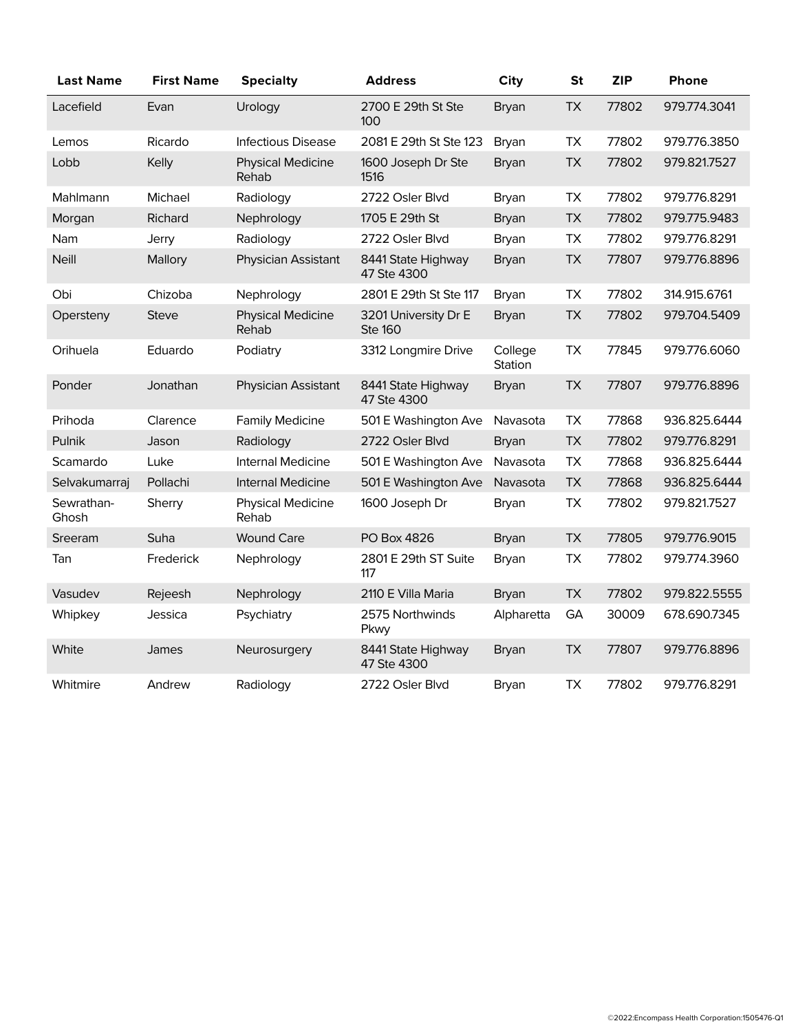| Last Name | First Name | Specialty | Address | City | St | ZIP | Phone |
|---|---|---|---|---|---|---|---|
| Lacefield | Evan | Urology | 2700 E 29th St Ste 100 | Bryan | TX | 77802 | 979.774.3041 |
| Lemos | Ricardo | Infectious Disease | 2081 E 29th St Ste 123 | Bryan | TX | 77802 | 979.776.3850 |
| Lobb | Kelly | Physical Medicine Rehab | 1600 Joseph Dr Ste 1516 | Bryan | TX | 77802 | 979.821.7527 |
| Mahlmann | Michael | Radiology | 2722 Osler Blvd | Bryan | TX | 77802 | 979.776.8291 |
| Morgan | Richard | Nephrology | 1705 E 29th St | Bryan | TX | 77802 | 979.775.9483 |
| Nam | Jerry | Radiology | 2722 Osler Blvd | Bryan | TX | 77802 | 979.776.8291 |
| Neill | Mallory | Physician Assistant | 8441 State Highway 47 Ste 4300 | Bryan | TX | 77807 | 979.776.8896 |
| Obi | Chizoba | Nephrology | 2801 E 29th St Ste 117 | Bryan | TX | 77802 | 314.915.6761 |
| Opersteny | Steve | Physical Medicine Rehab | 3201 University Dr E Ste 160 | Bryan | TX | 77802 | 979.704.5409 |
| Orihuela | Eduardo | Podiatry | 3312 Longmire Drive | College Station | TX | 77845 | 979.776.6060 |
| Ponder | Jonathan | Physician Assistant | 8441 State Highway 47 Ste 4300 | Bryan | TX | 77807 | 979.776.8896 |
| Prihoda | Clarence | Family Medicine | 501 E Washington Ave | Navasota | TX | 77868 | 936.825.6444 |
| Pulnik | Jason | Radiology | 2722 Osler Blvd | Bryan | TX | 77802 | 979.776.8291 |
| Scamardo | Luke | Internal Medicine | 501 E Washington Ave | Navasota | TX | 77868 | 936.825.6444 |
| Selvakumarraj | Pollachi | Internal Medicine | 501 E Washington Ave | Navasota | TX | 77868 | 936.825.6444 |
| Sewrathan-Ghosh | Sherry | Physical Medicine Rehab | 1600 Joseph Dr | Bryan | TX | 77802 | 979.821.7527 |
| Sreeram | Suha | Wound Care | PO Box 4826 | Bryan | TX | 77805 | 979.776.9015 |
| Tan | Frederick | Nephrology | 2801 E 29th ST Suite 117 | Bryan | TX | 77802 | 979.774.3960 |
| Vasudev | Rejeesh | Nephrology | 2110 E Villa Maria | Bryan | TX | 77802 | 979.822.5555 |
| Whipkey | Jessica | Psychiatry | 2575 Northwinds Pkwy | Alpharetta | GA | 30009 | 678.690.7345 |
| White | James | Neurosurgery | 8441 State Highway 47 Ste 4300 | Bryan | TX | 77807 | 979.776.8896 |
| Whitmire | Andrew | Radiology | 2722 Osler Blvd | Bryan | TX | 77802 | 979.776.8291 |

©2022:Encompass Health Corporation:1505476-Q1